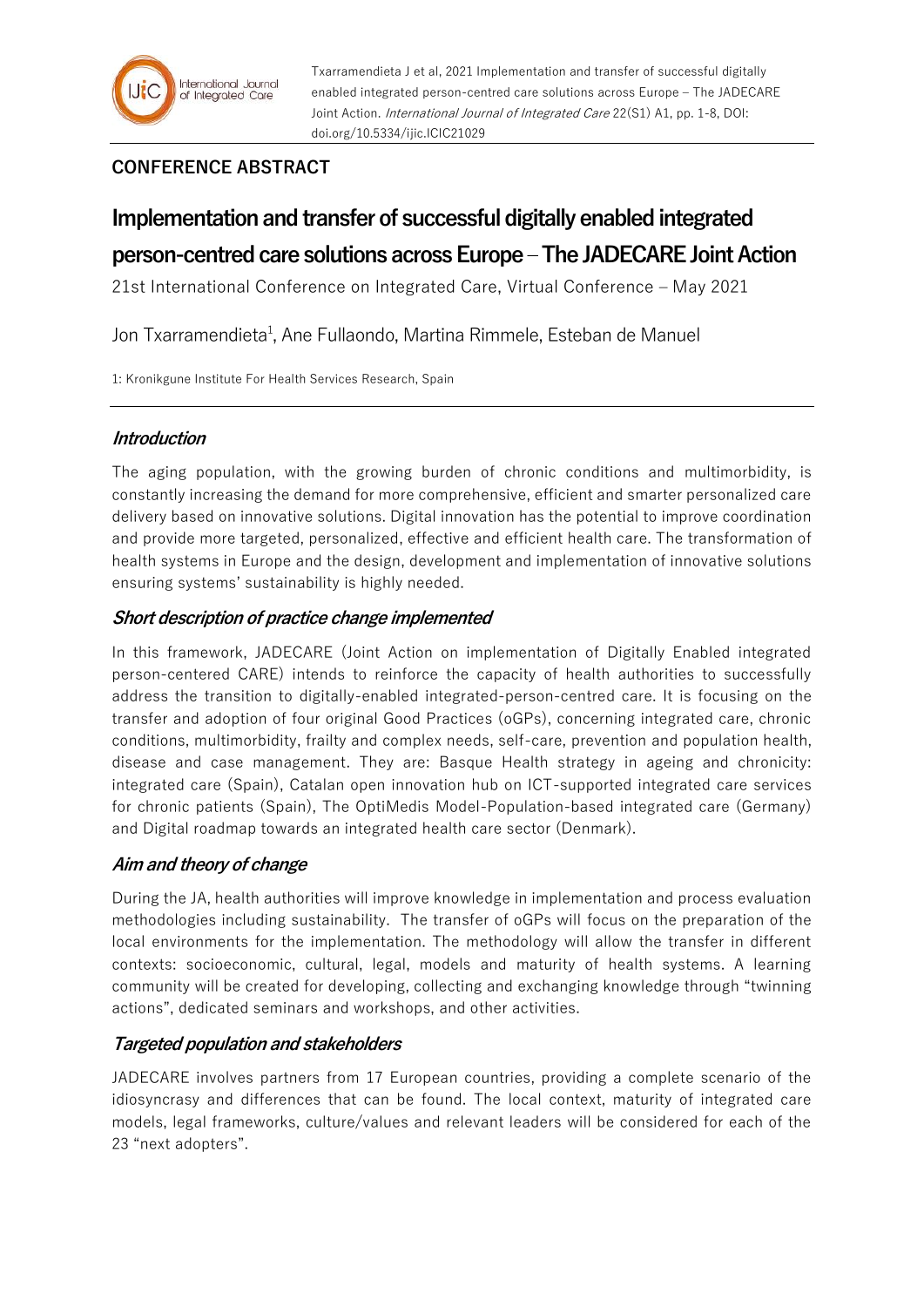**CONFERENCE ABSTRACT**

# Implementation and transfer of successful digitally enabled integrated person-centred care solutions across Europe – The JADECARE Joint Action

21st International Conference on Integrated Care, Virtual Conference – May 2021

Jon Txarramendieta[1], Ane Fullaondo, Martina Rimmele, Esteban de Manuel

1: Kronikgune Institute For Health Services Research, Spain

## *Introduction*

The aging population, with the growing burden of chronic conditions and multimorbidity, is constantly increasing the demand for more comprehensive, efficient and smarter personalized care delivery based on innovative solutions. Digital innovation has the potential to improve coordination and provide more targeted, personalized, effective and efficient health care. The transformation of health systems in Europe and the design, development and implementation of innovative solutions ensuring systems' sustainability is highly needed.

## *Short description of practice change implemented*

In this framework, JADECARE (Joint Action on implementation of Digitally Enabled integrated person-centered CARE) intends to reinforce the capacity of health authorities to successfully address the transition to digitally-enabled integrated-person-centred care. It is focusing on the transfer and adoption of four original Good Practices (oGPs), concerning integrated care, chronic conditions, multimorbidity, frailty and complex needs, self-care, prevention and population health, disease and case management. They are: Basque Health strategy in ageing and chronicity: integrated care (Spain), Catalan open innovation hub on ICT-supported integrated care services for chronic patients (Spain), The OptiMedis Model-Population-based integrated care (Germany) and Digital roadmap towards an integrated health care sector (Denmark).

## *Aim and theory of change*

During the JA, health authorities will improve knowledge in implementation and process evaluation methodologies including sustainability. The transfer of oGPs will focus on the preparation of the local environments for the implementation. The methodology will allow the transfer in different contexts: socioeconomic, cultural, legal, models and maturity of health systems. A learning community will be created for developing, collecting and exchanging knowledge through "twinning actions", dedicated seminars and workshops, and other activities.

## *Targeted population and stakeholders*

JADECARE involves partners from 17 European countries, providing a complete scenario of the idiosyncrasy and differences that can be found. The local context, maturity of integrated care models, legal frameworks, culture/values and relevant leaders will be considered for each of the 23 "next adopters".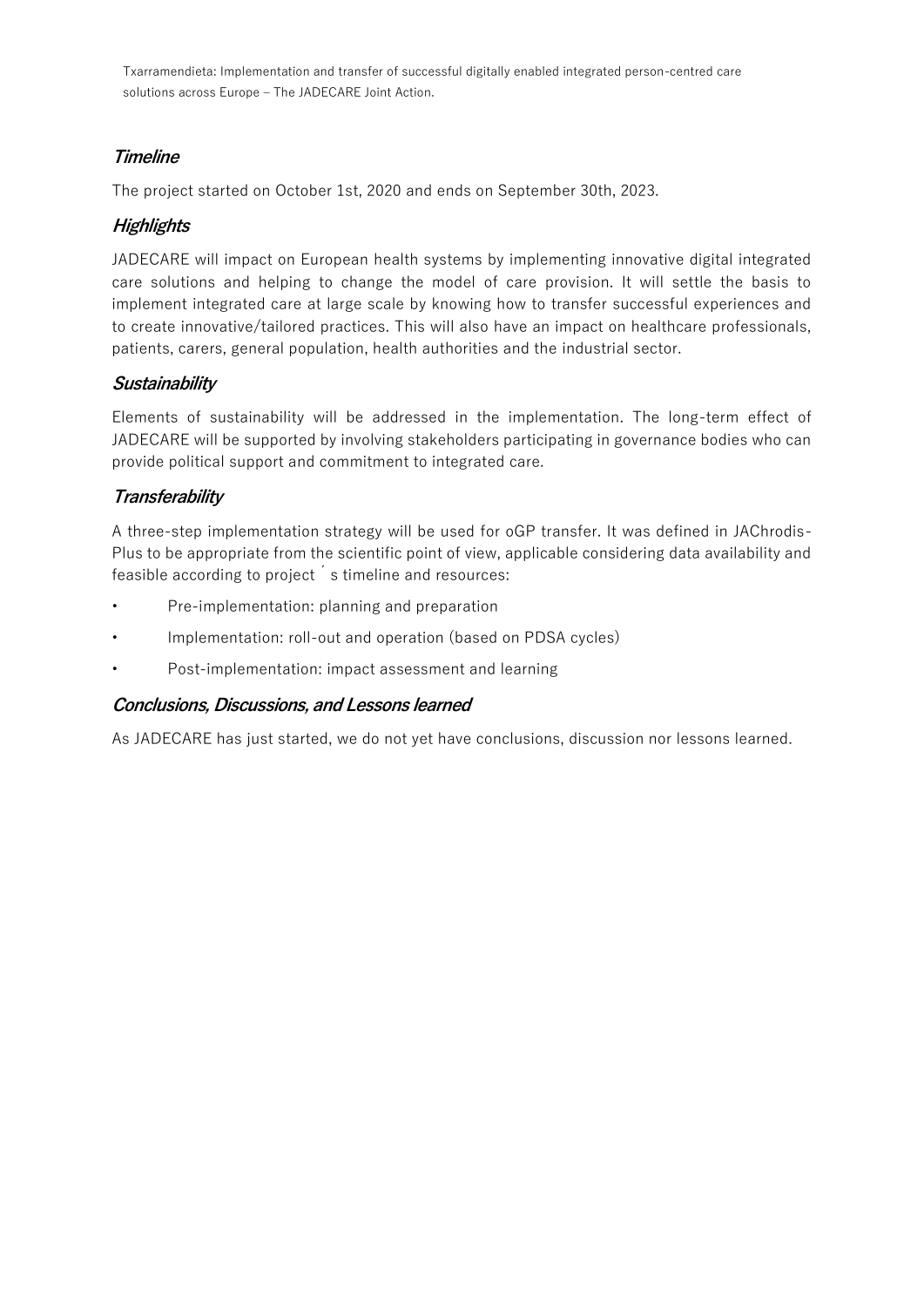## Timeline

The project started on October 1st, 2020 and ends on September 30th, 2023.

## Highlights

JADECARE will impact on European health systems by implementing innovative digital integrated care solutions and helping to change the model of care provision. It will settle the basis to implement integrated care at large scale by knowing how to transfer successful experiences and to create innovative/tailored practices. This will also have an impact on healthcare professionals, patients, carers, general population, health authorities and the industrial sector.

## Sustainability

Elements of sustainability will be addressed in the implementation. The long-term effect of JADECARE will be supported by involving stakeholders participating in governance bodies who can provide political support and commitment to integrated care.

## Transferability

A three-step implementation strategy will be used for oGP transfer. It was defined in JAChrodis-Plus to be appropriate from the scientific point of view, applicable considering data availability and feasible according to project´s timeline and resources:

- Pre-implementation: planning and preparation
- Implementation: roll-out and operation (based on PDSA cycles)
- Post-implementation: impact assessment and learning

## Conclusions, Discussions, and Lessons learned

As JADECARE has just started, we do not yet have conclusions, discussion nor lessons learned.